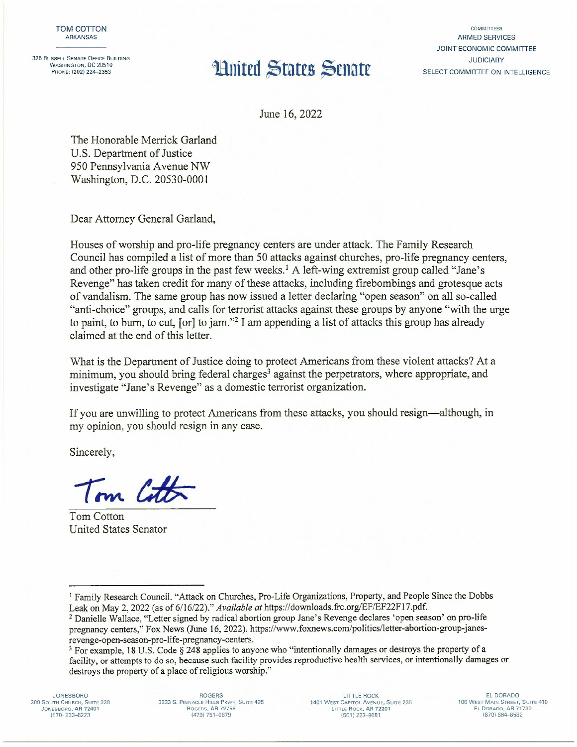TOM COTTON
ARKANSAS

326 RUSSELL SENATE OFFICE BUILDING
WASHINGTON, DC 20510
PHONE: (202) 224-2353

# United States Senate

COMMITTEES
ARMED SERVICES
JOINT ECONOMIC COMMITTEE
JUDICIARY
SELECT COMMITTEE ON INTELLIGENCE

June 16, 2022

The Honorable Merrick Garland
U.S. Department of Justice
950 Pennsylvania Avenue NW
Washington, D.C. 20530-0001

Dear Attorney General Garland,

Houses of worship and pro-life pregnancy centers are under attack. The Family Research Council has compiled a list of more than 50 attacks against churches, pro-life pregnancy centers, and other pro-life groups in the past few weeks.[1] A left-wing extremist group called "Jane's Revenge" has taken credit for many of these attacks, including firebombings and grotesque acts of vandalism. The same group has now issued a letter declaring "open season" on all so-called "anti-choice" groups, and calls for terrorist attacks against these groups by anyone "with the urge to paint, to burn, to cut, [or] to jam."[2] I am appending a list of attacks this group has already claimed at the end of this letter.

What is the Department of Justice doing to protect Americans from these violent attacks? At a minimum, you should bring federal charges[3] against the perpetrators, where appropriate, and investigate "Jane's Revenge" as a domestic terrorist organization.

If you are unwilling to protect Americans from these attacks, you should resign—although, in my opinion, you should resign in any case.

Sincerely,

Tom Cotton
United States Senator

---

[1] Family Research Council. "Attack on Churches, Pro-Life Organizations, Property, and People Since the Dobbs Leak on May 2, 2022 (as of 6/16/22)." *Available at* https://downloads.frc.org/EF/EF22F17.pdf.

[2] Danielle Wallace, "Letter signed by radical abortion group Jane's Revenge declares 'open season' on pro-life pregnancy centers," Fox News (June 16, 2022). https://www.foxnews.com/politics/letter-abortion-group-janes-revenge-open-season-pro-life-pregnancy-centers.

[3] For example, 18 U.S. Code § 248 applies to anyone who "intentionally damages or destroys the property of a facility, or attempts to do so, because such facility provides reproductive health services, or intentionally damages or destroys the property of a place of religious worship."

JONESBORO
300 SOUTH CHURCH, SUITE 338
JONESBORO, AR 72401
(870) 933-6223

ROGERS
3333 S. PINNACLE HILLS PKWY, SUITE 425
ROGERS, AR 72758
(479) 751-0879

LITTLE ROCK
1401 WEST CAPITOL AVENUE, SUITE 235
LITTLE ROCK, AR 72201
(501) 223-9081

EL DORADO
106 WEST MAIN STREET, SUITE 410
EL DORADO, AR 71730
(870) 864-8582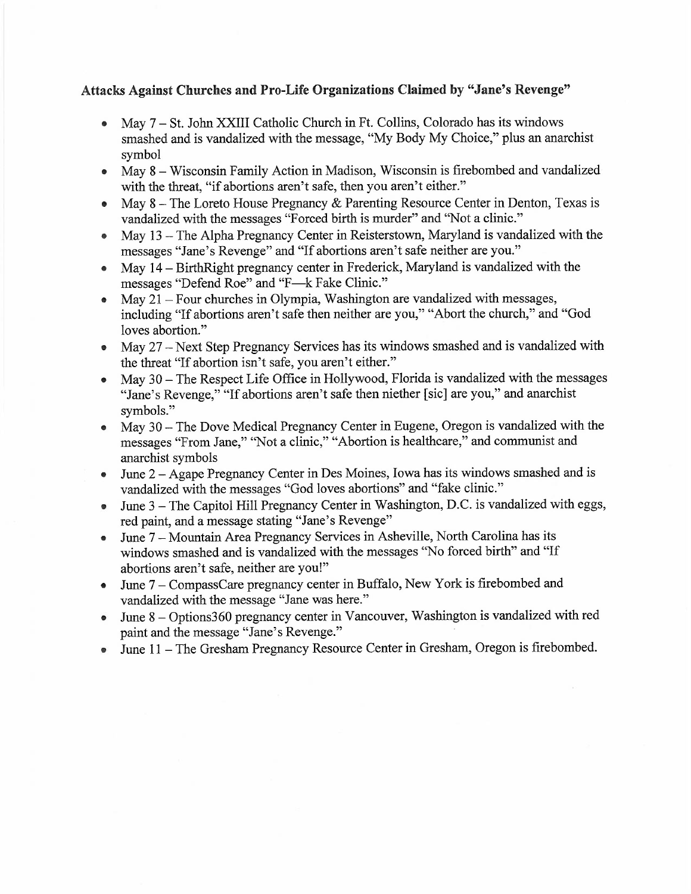**Attacks Against Churches and Pro-Life Organizations Claimed by "Jane's Revenge"**

- May 7 – St. John XXIII Catholic Church in Ft. Collins, Colorado has its windows smashed and is vandalized with the message, "My Body My Choice," plus an anarchist symbol
- May 8 – Wisconsin Family Action in Madison, Wisconsin is firebombed and vandalized with the threat, "if abortions aren't safe, then you aren't either."
- May 8 – The Loreto House Pregnancy & Parenting Resource Center in Denton, Texas is vandalized with the messages "Forced birth is murder" and "Not a clinic."
- May 13 – The Alpha Pregnancy Center in Reisterstown, Maryland is vandalized with the messages "Jane's Revenge" and "If abortions aren't safe neither are you."
- May 14 – BirthRight pregnancy center in Frederick, Maryland is vandalized with the messages "Defend Roe" and "F—k Fake Clinic."
- May 21 – Four churches in Olympia, Washington are vandalized with messages, including "If abortions aren't safe then neither are you," "Abort the church," and "God loves abortion."
- May 27 – Next Step Pregnancy Services has its windows smashed and is vandalized with the threat "If abortion isn't safe, you aren't either."
- May 30 – The Respect Life Office in Hollywood, Florida is vandalized with the messages "Jane's Revenge," "If abortions aren't safe then niether [sic] are you," and anarchist symbols."
- May 30 – The Dove Medical Pregnancy Center in Eugene, Oregon is vandalized with the messages "From Jane," "Not a clinic," "Abortion is healthcare," and communist and anarchist symbols
- June 2 – Agape Pregnancy Center in Des Moines, Iowa has its windows smashed and is vandalized with the messages "God loves abortions" and "fake clinic."
- June 3 – The Capitol Hill Pregnancy Center in Washington, D.C. is vandalized with eggs, red paint, and a message stating "Jane's Revenge"
- June 7 – Mountain Area Pregnancy Services in Asheville, North Carolina has its windows smashed and is vandalized with the messages "No forced birth" and "If abortions aren't safe, neither are you!"
- June 7 – CompassCare pregnancy center in Buffalo, New York is firebombed and vandalized with the message "Jane was here."
- June 8 – Options360 pregnancy center in Vancouver, Washington is vandalized with red paint and the message "Jane's Revenge."
- June 11 – The Gresham Pregnancy Resource Center in Gresham, Oregon is firebombed.